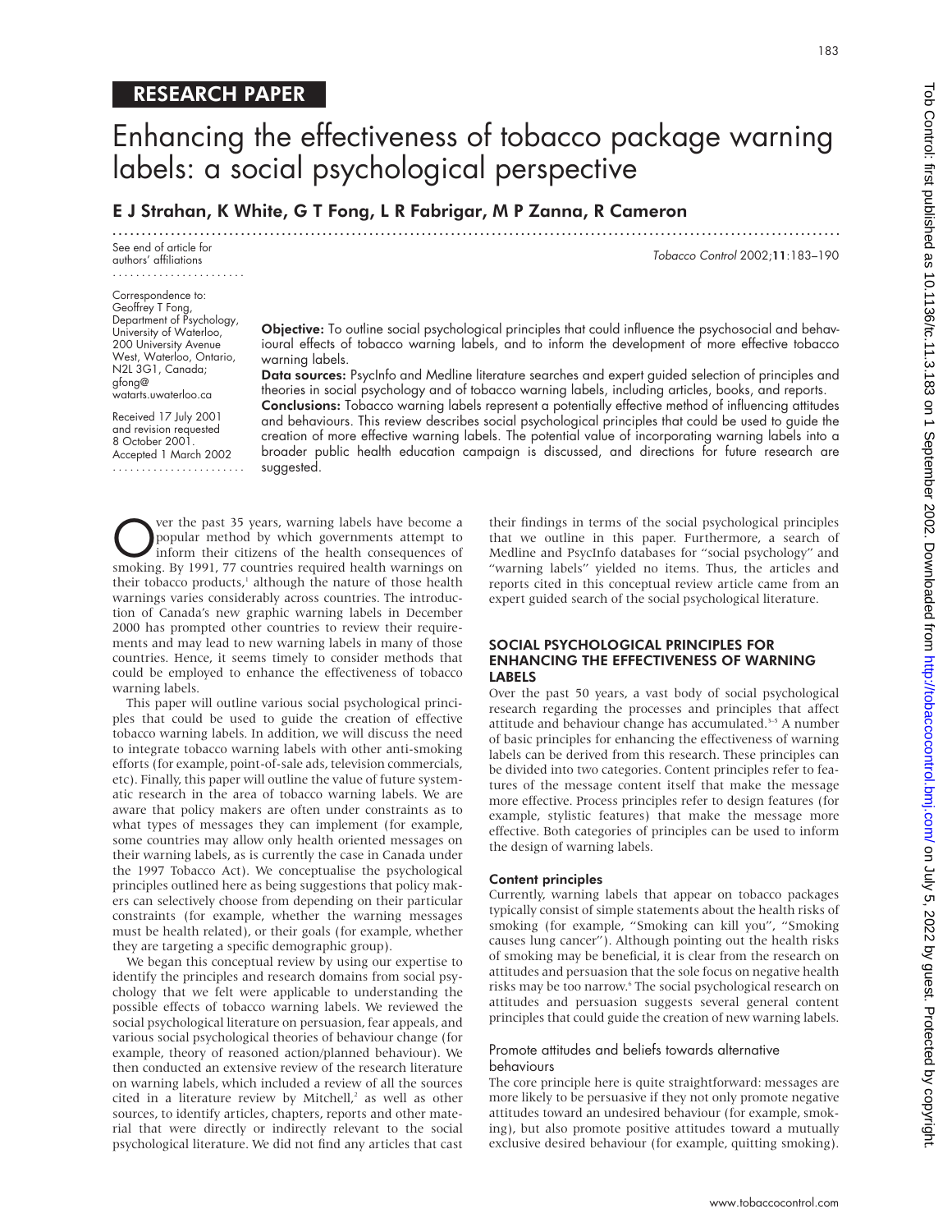RESEARCH PAPER

# Enhancing the effectiveness of tobacco package warning labels: a social psychological perspective

**E J Strahan, K White, G T Fong, L R Fabrigar, M P Zanna, R Cameron**

See end of article for authors' affiliations

Correspondence to: Geoffrey T Fong, Department of Psychology, University of Waterloo, 200 University Avenue West, Waterloo, Ontario, N2L 3G1, Canada; gfong@watarts.uwaterloo.ca

Received 17 July 2001 and revision requested 8 October 2001. Accepted 1 March 2002

**Objective:** To outline social psychological principles that could influence the psychosocial and behavioural effects of tobacco warning labels, and to inform the development of more effective tobacco warning labels.

**Data sources:** PsycInfo and Medline literature searches and expert guided selection of principles and theories in social psychology and of tobacco warning labels, including articles, books, and reports.

**Conclusions:** Tobacco warning labels represent a potentially effective method of influencing attitudes and behaviours. This review describes social psychological principles that could be used to guide the creation of more effective warning labels. The potential value of incorporating warning labels into a broader public health education campaign is discussed, and directions for future research are suggested.

Over the past 35 years, warning labels have become a popular method by which governments attempt to inform their citizens of the health consequences of smoking. By 1991, 77 countries required health warnings on their tobacco products,[1] although the nature of those health warnings varies considerably across countries. The introduction of Canada's new graphic warning labels in December 2000 has prompted other countries to review their requirements and may lead to new warning labels in many of those countries. Hence, it seems timely to consider methods that could be employed to enhance the effectiveness of tobacco warning labels.

This paper will outline various social psychological principles that could be used to guide the creation of effective tobacco warning labels. In addition, we will discuss the need to integrate tobacco warning labels with other anti-smoking efforts (for example, point-of-sale ads, television commercials, etc). Finally, this paper will outline the value of future systematic research in the area of tobacco warning labels. We are aware that policy makers are often under constraints as to what types of messages they can implement (for example, some countries may allow only health oriented messages on their warning labels, as is currently the case in Canada under the 1997 Tobacco Act). We conceptualise the psychological principles outlined here as being suggestions that policy makers can selectively choose from depending on their particular constraints (for example, whether the warning messages must be health related), or their goals (for example, whether they are targeting a specific demographic group).

We began this conceptual review by using our expertise to identify the principles and research domains from social psychology that we felt were applicable to understanding the possible effects of tobacco warning labels. We reviewed the social psychological literature on persuasion, fear appeals, and various social psychological theories of behaviour change (for example, theory of reasoned action/planned behaviour). We then conducted an extensive review of the research literature on warning labels, which included a review of all the sources cited in a literature review by Mitchell,[2] as well as other sources, to identify articles, chapters, reports and other material that were directly or indirectly relevant to the social psychological literature. We did not find any articles that cast their findings in terms of the social psychological principles that we outline in this paper. Furthermore, a search of Medline and PsycInfo databases for "social psychology" and "warning labels" yielded no items. Thus, the articles and reports cited in this conceptual review article came from an expert guided search of the social psychological literature.

## SOCIAL PSYCHOLOGICAL PRINCIPLES FOR ENHANCING THE EFFECTIVENESS OF WARNING LABELS

Over the past 50 years, a vast body of social psychological research regarding the processes and principles that affect attitude and behaviour change has accumulated.[3–5] A number of basic principles for enhancing the effectiveness of warning labels can be derived from this research. These principles can be divided into two categories. Content principles refer to features of the message content itself that make the message more effective. Process principles refer to design features (for example, stylistic features) that make the message more effective. Both categories of principles can be used to inform the design of warning labels.

### Content principles

Currently, warning labels that appear on tobacco packages typically consist of simple statements about the health risks of smoking (for example, "Smoking can kill you", "Smoking causes lung cancer"). Although pointing out the health risks of smoking may be beneficial, it is clear from the research on attitudes and persuasion that the sole focus on negative health risks may be too narrow.[6] The social psychological research on attitudes and persuasion suggests several general content principles that could guide the creation of new warning labels.

#### Promote attitudes and beliefs towards alternative behaviours

The core principle here is quite straightforward: messages are more likely to be persuasive if they not only promote negative attitudes toward an undesired behaviour (for example, smoking), but also promote positive attitudes toward a mutually exclusive desired behaviour (for example, quitting smoking).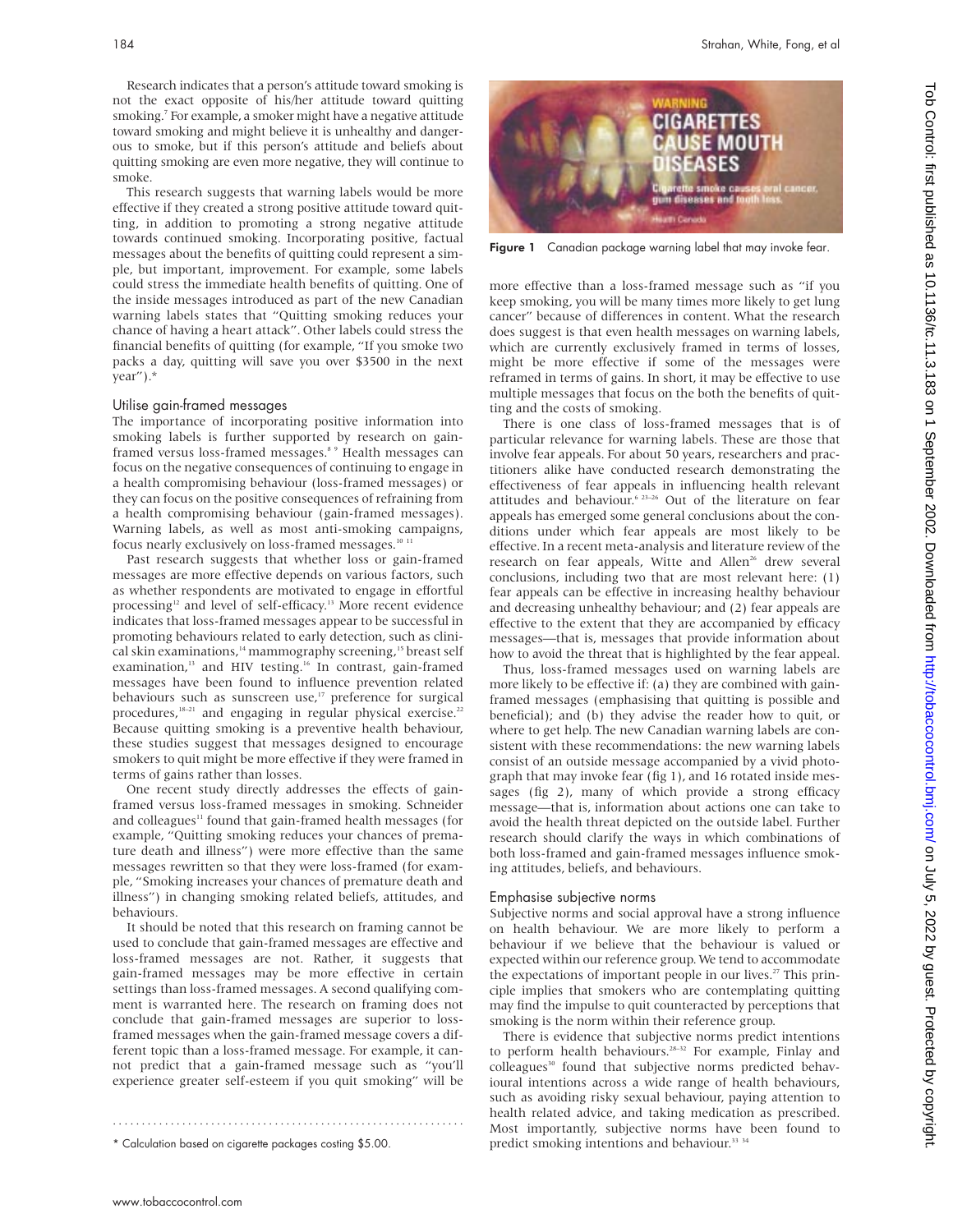Research indicates that a person's attitude toward smoking is not the exact opposite of his/her attitude toward quitting smoking.[7] For example, a smoker might have a negative attitude toward smoking and might believe it is unhealthy and dangerous to smoke, but if this person's attitude and beliefs about quitting smoking are even more negative, they will continue to smoke.

This research suggests that warning labels would be more effective if they created a strong positive attitude toward quitting, in addition to promoting a strong negative attitude towards continued smoking. Incorporating positive, factual messages about the benefits of quitting could represent a simple, but important, improvement. For example, some labels could stress the immediate health benefits of quitting. One of the inside messages introduced as part of the new Canadian warning labels states that "Quitting smoking reduces your chance of having a heart attack". Other labels could stress the financial benefits of quitting (for example, "If you smoke two packs a day, quitting will save you over $3500 in the next year").*

### Utilise gain-framed messages

The importance of incorporating positive information into smoking labels is further supported by research on gain-framed versus loss-framed messages.[8,9] Health messages can focus on the negative consequences of continuing to engage in a health compromising behaviour (loss-framed messages) or they can focus on the positive consequences of refraining from a health compromising behaviour (gain-framed messages). Warning labels, as well as most anti-smoking campaigns, focus nearly exclusively on loss-framed messages.[10,11]

Past research suggests that whether loss or gain-framed messages are more effective depends on various factors, such as whether respondents are motivated to engage in effortful processing[12] and level of self-efficacy.[13] More recent evidence indicates that loss-framed messages appear to be successful in promoting behaviours related to early detection, such as clinical skin examinations,[14] mammography screening,[15] breast self examination,[13] and HIV testing.[16] In contrast, gain-framed messages have been found to influence prevention related behaviours such as sunscreen use,[17] preference for surgical procedures,[18–21] and engaging in regular physical exercise.[22] Because quitting smoking is a preventive health behaviour, these studies suggest that messages designed to encourage smokers to quit might be more effective if they were framed in terms of gains rather than losses.

One recent study directly addresses the effects of gain-framed versus loss-framed messages in smoking. Schneider and colleagues[11] found that gain-framed health messages (for example, "Quitting smoking reduces your chances of premature death and illness") were more effective than the same messages rewritten so that they were loss-framed (for example, "Smoking increases your chances of premature death and illness") in changing smoking related beliefs, attitudes, and behaviours.

It should be noted that this research on framing cannot be used to conclude that gain-framed messages are effective and loss-framed messages are not. Rather, it suggests that gain-framed messages may be more effective in certain settings than loss-framed messages. A second qualifying comment is warranted here. The research on framing does not conclude that gain-framed messages are superior to loss-framed messages when the gain-framed message covers a different topic than a loss-framed message. For example, it cannot predict that a gain-framed message such as "you'll experience greater self-esteem if you quit smoking" will be more effective than a loss-framed message such as "if you keep smoking, you will be many times more likely to get lung cancer" because of differences in content. What the research does suggest is that even health messages on warning labels, which are currently exclusively framed in terms of losses, might be more effective if some of the messages were reframed in terms of gains. In short, it may be effective to use multiple messages that focus on the both the benefits of quitting and the costs of smoking.

WARNING
CIGARETTES CAUSE MOUTH DISEASES
Cigarette smoke causes oral cancer, gum diseases and tooth loss.
Health Canada

**Figure 1** Canadian package warning label that may invoke fear.

There is one class of loss-framed messages that is of particular relevance for warning labels. These are those that involve fear appeals. For about 50 years, researchers and practitioners alike have conducted research demonstrating the effectiveness of fear appeals in influencing health relevant attitudes and behaviour.[6,23–26] Out of the literature on fear appeals has emerged some general conclusions about the conditions under which fear appeals are most likely to be effective. In a recent meta-analysis and literature review of the research on fear appeals, Witte and Allen[26] drew several conclusions, including two that are most relevant here: (1) fear appeals can be effective in increasing healthy behaviour and decreasing unhealthy behaviour; and (2) fear appeals are effective to the extent that they are accompanied by efficacy messages—that is, messages that provide information about how to avoid the threat that is highlighted by the fear appeal.

Thus, loss-framed messages used on warning labels are more likely to be effective if: (a) they are combined with gain-framed messages (emphasising that quitting is possible and beneficial); and (b) they advise the reader how to quit, or where to get help. The new Canadian warning labels are consistent with these recommendations: the new warning labels consist of an outside message accompanied by a vivid photograph that may invoke fear (fig 1), and 16 rotated inside messages (fig 2), many of which provide a strong efficacy message—that is, information about actions one can take to avoid the health threat depicted on the outside label. Further research should clarify the ways in which combinations of both loss-framed and gain-framed messages influence smoking attitudes, beliefs, and behaviours.

### Emphasise subjective norms

Subjective norms and social approval have a strong influence on health behaviour. We are more likely to perform a behaviour if we believe that the behaviour is valued or expected within our reference group. We tend to accommodate the expectations of important people in our lives.[27] This principle implies that smokers who are contemplating quitting may find the impulse to quit counteracted by perceptions that smoking is the norm within their reference group.

There is evidence that subjective norms predict intentions to perform health behaviours.[28–32] For example, Finlay and colleagues[30] found that subjective norms predicted behavioural intentions across a wide range of health behaviours, such as avoiding risky sexual behaviour, paying attention to health related advice, and taking medication as prescribed. Most importantly, subjective norms have been found to predict smoking intentions and behaviour.[33,34]

\* Calculation based on cigarette packages costing $5.00.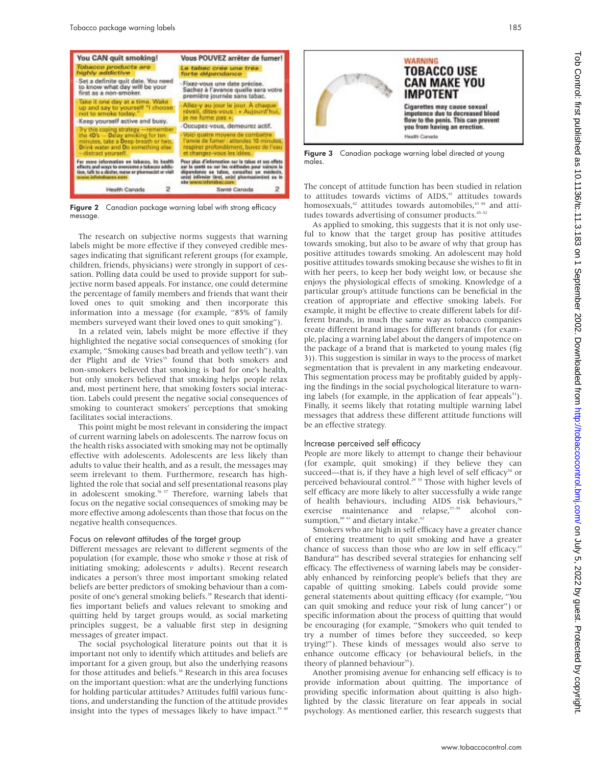Figure 2 Canadian package warning label with strong efficacy message.

The research on subjective norms suggests that warning labels might be more effective if they conveyed credible messages indicating that significant referent groups (for example, children, friends, physicians) were strongly in support of cessation. Polling data could be used to provide support for subjective norm based appeals. For instance, one could determine the percentage of family members and friends that want their loved ones to quit smoking and then incorporate this information into a message (for example, "85% of family members surveyed want their loved ones to quit smoking").

In a related vein, labels might be more effective if they highlighted the negative social consequences of smoking (for example, "Smoking causes bad breath and yellow teeth"). van der Plight and de Vries[35] found that both smokers and non-smokers believed that smoking is bad for one's health, but only smokers believed that smoking helps people relax and, most pertinent here, that smoking fosters social interaction. Labels could present the negative social consequences of smoking to counteract smokers' perceptions that smoking facilitates social interactions.

This point might be most relevant in considering the impact of current warning labels on adolescents. The narrow focus on the health risks associated with smoking may not be optimally effective with adolescents. Adolescents are less likely than adults to value their health, and as a result, the messages may seem irrelevant to them. Furthermore, research has highlighted the role that social and self presentational reasons play in adolescent smoking.[36 37] Therefore, warning labels that focus on the negative social consequences of smoking may be more effective among adolescents than those that focus on the negative health consequences.

## Focus on relevant attitudes of the target group

Different messages are relevant to different segments of the population (for example, those who smoke *v* those at risk of initiating smoking; adolescents *v* adults). Recent research indicates a person's three most important smoking related beliefs are better predictors of smoking behaviour than a composite of one's general smoking beliefs.[38] Research that identifies important beliefs and values relevant to smoking and quitting held by target groups would, as social marketing principles suggest, be a valuable first step in designing messages of greater impact.

The social psychological literature points out that it is important not only to identify which attitudes and beliefs are important for a given group, but also the underlying reasons for those attitudes and beliefs.[38] Research in this area focuses on the important question: what are the underlying functions for holding particular attitudes? Attitudes fulfil various functions, and understanding the function of the attitude provides insight into the types of messages likely to have impact.[39 40]

Figure 3 Canadian package warning label directed at young males.

The concept of attitude function has been studied in relation to attitudes towards victims of AIDS,[41] attitudes towards homosexuals,[42] attitudes towards automobiles,[43 44] and attitudes towards advertising of consumer products.[45–52]

As applied to smoking, this suggests that it is not only useful to know that the target group has positive attitudes towards smoking, but also to be aware of why that group has positive attitudes towards smoking. An adolescent may hold positive attitudes towards smoking because she wishes to fit in with her peers, to keep her body weight low, or because she enjoys the physiological effects of smoking. Knowledge of a particular group's attitude functions can be beneficial in the creation of appropriate and effective smoking labels. For example, it might be effective to create different labels for different brands, in much the same way as tobacco companies create different brand images for different brands (for example, placing a warning label about the dangers of impotence on the package of a brand that is marketed to young males (fig 3)). This suggestion is similar in ways to the process of market segmentation that is prevalent in any marketing endeavour. This segmentation process may be profitably guided by applying the findings in the social psychological literature to warning labels (for example, in the application of fear appeals[53]). Finally, it seems likely that rotating multiple warning label messages that address these different attitude functions will be an effective strategy.

## Increase perceived self efficacy

People are more likely to attempt to change their behaviour (for example, quit smoking) if they believe they can succeed—that is, if they have a high level of self efficacy[54] or perceived behavioural control.[29 55] Those with higher levels of self efficacy are more likely to alter successfully a wide range of health behaviours, including AIDS risk behaviours,[56] exercise maintenance and relapse,[57–59] alcohol consumption,[60 61] and dietary intake.[62]

Smokers who are high in self efficacy have a greater chance of entering treatment to quit smoking and have a greater chance of success than those who are low in self efficacy.[63] Bandura[64] has described several strategies for enhancing self efficacy. The effectiveness of warning labels may be considerably enhanced by reinforcing people's beliefs that they are capable of quitting smoking. Labels could provide some general statements about quitting efficacy (for example, "You can quit smoking and reduce your risk of lung cancer") or specific information about the process of quitting that would be encouraging (for example, "Smokers who quit tended to try a number of times before they succeeded, so keep trying!"). These kinds of messages would also serve to enhance outcome efficacy (or behavioural beliefs, in the theory of planned behaviour[55]).

Another promising avenue for enhancing self efficacy is to provide information about quitting. The importance of providing specific information about quitting is also highlighted by the classic literature on fear appeals in social psychology. As mentioned earlier, this research suggests that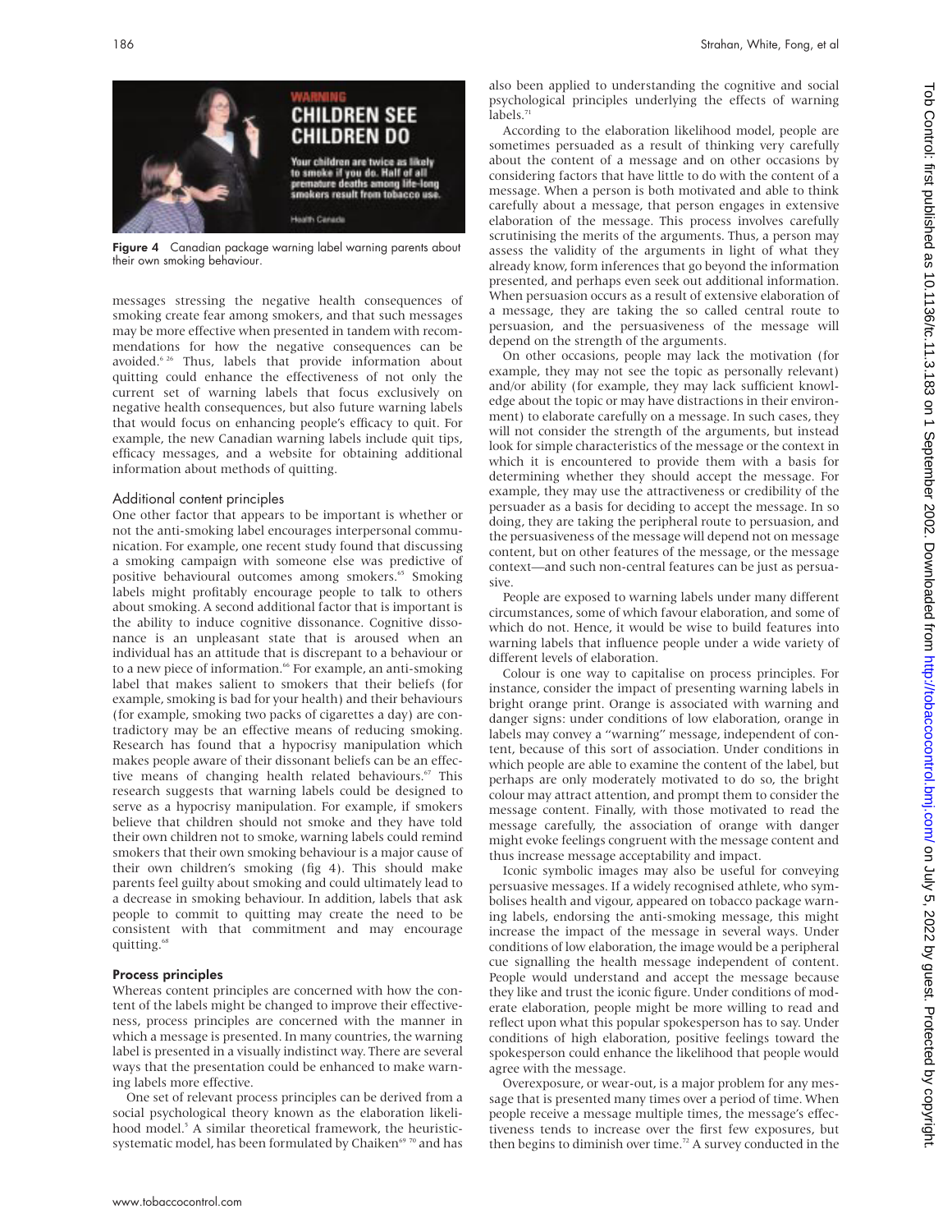WARNING

CHILDREN SEE CHILDREN DO

Your children are twice as likely to smoke if you do. Half of all premature deaths among life-long smokers result from tobacco use.

Health Canada

**Figure 4** Canadian package warning label warning parents about their own smoking behaviour.

messages stressing the negative health consequences of smoking create fear among smokers, and that such messages may be more effective when presented in tandem with recommendations for how the negative consequences can be avoided.[6 26] Thus, labels that provide information about quitting could enhance the effectiveness of not only the current set of warning labels that focus exclusively on negative health consequences, but also future warning labels that would focus on enhancing people's efficacy to quit. For example, the new Canadian warning labels include quit tips, efficacy messages, and a website for obtaining additional information about methods of quitting.

### Additional content principles

One other factor that appears to be important is whether or not the anti-smoking label encourages interpersonal communication. For example, one recent study found that discussing a smoking campaign with someone else was predictive of positive behavioural outcomes among smokers.[65] Smoking labels might profitably encourage people to talk to others about smoking. A second additional factor that is important is the ability to induce cognitive dissonance. Cognitive dissonance is an unpleasant state that is aroused when an individual has an attitude that is discrepant to a behaviour or to a new piece of information.[66] For example, an anti-smoking label that makes salient to smokers that their beliefs (for example, smoking is bad for your health) and their behaviours (for example, smoking two packs of cigarettes a day) are contradictory may be an effective means of reducing smoking. Research has found that a hypocrisy manipulation which makes people aware of their dissonant beliefs can be an effective means of changing health related behaviours.[67] This research suggests that warning labels could be designed to serve as a hypocrisy manipulation. For example, if smokers believe that children should not smoke and they have told their own children not to smoke, warning labels could remind smokers that their own smoking behaviour is a major cause of their own children's smoking (fig 4). This should make parents feel guilty about smoking and could ultimately lead to a decrease in smoking behaviour. In addition, labels that ask people to commit to quitting may create the need to be consistent with that commitment and may encourage quitting.[68]

## Process principles

Whereas content principles are concerned with how the content of the labels might be changed to improve their effectiveness, process principles are concerned with the manner in which a message is presented. In many countries, the warning label is presented in a visually indistinct way. There are several ways that the presentation could be enhanced to make warning labels more effective.

One set of relevant process principles can be derived from a social psychological theory known as the elaboration likelihood model.[5] A similar theoretical framework, the heuristic-systematic model, has been formulated by Chaiken[69 70] and has also been applied to understanding the cognitive and social psychological principles underlying the effects of warning labels.[71]

According to the elaboration likelihood model, people are sometimes persuaded as a result of thinking very carefully about the content of a message and on other occasions by considering factors that have little to do with the content of a message. When a person is both motivated and able to think carefully about a message, that person engages in extensive elaboration of the message. This process involves carefully scrutinising the merits of the arguments. Thus, a person may assess the validity of the arguments in light of what they already know, form inferences that go beyond the information presented, and perhaps even seek out additional information. When persuasion occurs as a result of extensive elaboration of a message, they are taking the so called central route to persuasion, and the persuasiveness of the message will depend on the strength of the arguments.

On other occasions, people may lack the motivation (for example, they may not see the topic as personally relevant) and/or ability (for example, they may lack sufficient knowledge about the topic or may have distractions in their environment) to elaborate carefully on a message. In such cases, they will not consider the strength of the arguments, but instead look for simple characteristics of the message or the context in which it is encountered to provide them with a basis for determining whether they should accept the message. For example, they may use the attractiveness or credibility of the persuader as a basis for deciding to accept the message. In so doing, they are taking the peripheral route to persuasion, and the persuasiveness of the message will depend not on message content, but on other features of the message, or the message context—and such non-central features can be just as persuasive.

People are exposed to warning labels under many different circumstances, some of which favour elaboration, and some of which do not. Hence, it would be wise to build features into warning labels that influence people under a wide variety of different levels of elaboration.

Colour is one way to capitalise on process principles. For instance, consider the impact of presenting warning labels in bright orange print. Orange is associated with warning and danger signs: under conditions of low elaboration, orange in labels may convey a "warning" message, independent of content, because of this sort of association. Under conditions in which people are able to examine the content of the label, but perhaps are only moderately motivated to do so, the bright colour may attract attention, and prompt them to consider the message content. Finally, with those motivated to read the message carefully, the association of orange with danger might evoke feelings congruent with the message content and thus increase message acceptability and impact.

Iconic symbolic images may also be useful for conveying persuasive messages. If a widely recognised athlete, who symbolises health and vigour, appeared on tobacco package warning labels, endorsing the anti-smoking message, this might increase the impact of the message in several ways. Under conditions of low elaboration, the image would be a peripheral cue signalling the health message independent of content. People would understand and accept the message because they like and trust the iconic figure. Under conditions of moderate elaboration, people might be more willing to read and reflect upon what this popular spokesperson has to say. Under conditions of high elaboration, positive feelings toward the spokesperson could enhance the likelihood that people would agree with the message.

Overexposure, or wear-out, is a major problem for any message that is presented many times over a period of time. When people receive a message multiple times, the message's effectiveness tends to increase over the first few exposures, but then begins to diminish over time.[72] A survey conducted in the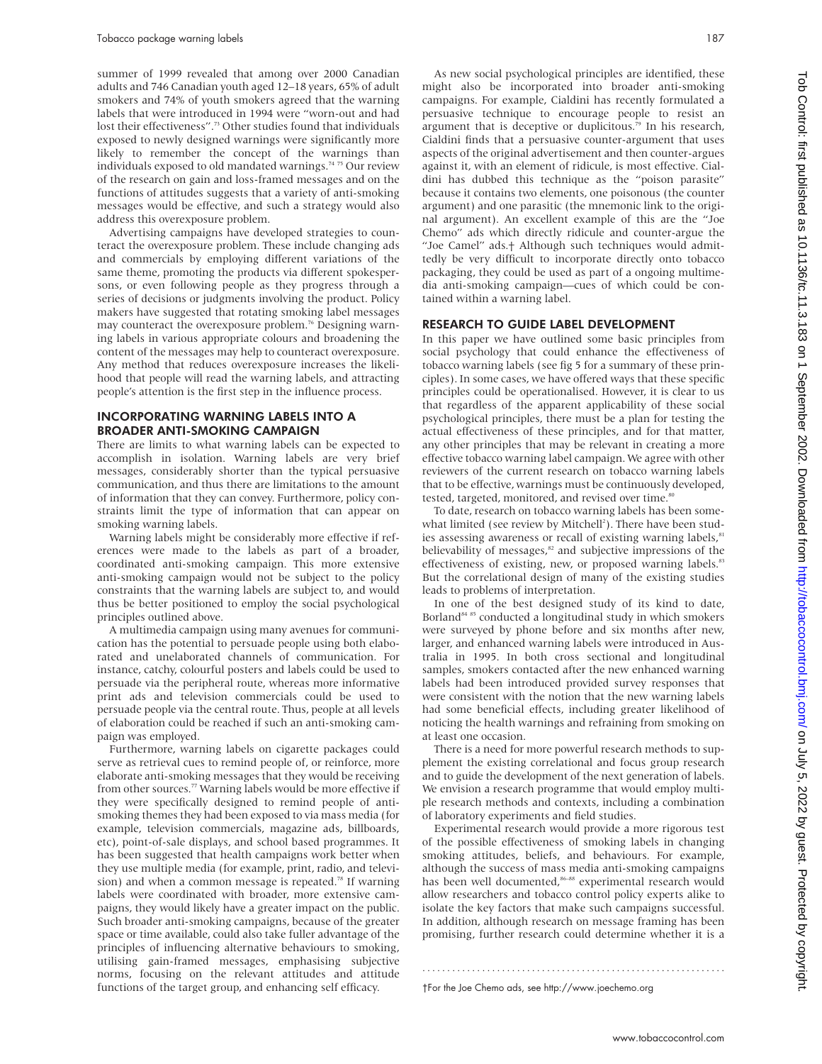summer of 1999 revealed that among over 2000 Canadian adults and 746 Canadian youth aged 12–18 years, 65% of adult smokers and 74% of youth smokers agreed that the warning labels that were introduced in 1994 were "worn-out and had lost their effectiveness".[73] Other studies found that individuals exposed to newly designed warnings were significantly more likely to remember the concept of the warnings than individuals exposed to old mandated warnings.[74,75] Our review of the research on gain and loss-framed messages and on the functions of attitudes suggests that a variety of anti-smoking messages would be effective, and such a strategy would also address this overexposure problem.

Advertising campaigns have developed strategies to counteract the overexposure problem. These include changing ads and commercials by employing different variations of the same theme, promoting the products via different spokespersons, or even following people as they progress through a series of decisions or judgments involving the product. Policy makers have suggested that rotating smoking label messages may counteract the overexposure problem.[76] Designing warning labels in various appropriate colours and broadening the content of the messages may help to counteract overexposure. Any method that reduces overexposure increases the likelihood that people will read the warning labels, and attracting people's attention is the first step in the influence process.

## INCORPORATING WARNING LABELS INTO A BROADER ANTI-SMOKING CAMPAIGN

There are limits to what warning labels can be expected to accomplish in isolation. Warning labels are very brief messages, considerably shorter than the typical persuasive communication, and thus there are limitations to the amount of information that they can convey. Furthermore, policy constraints limit the type of information that can appear on smoking warning labels.

Warning labels might be considerably more effective if references were made to the labels as part of a broader, coordinated anti-smoking campaign. This more extensive anti-smoking campaign would not be subject to the policy constraints that the warning labels are subject to, and would thus be better positioned to employ the social psychological principles outlined above.

A multimedia campaign using many avenues for communication has the potential to persuade people using both elaborated and unelaborated channels of communication. For instance, catchy, colourful posters and labels could be used to persuade via the peripheral route, whereas more informative print ads and television commercials could be used to persuade people via the central route. Thus, people at all levels of elaboration could be reached if such an anti-smoking campaign was employed.

Furthermore, warning labels on cigarette packages could serve as retrieval cues to remind people of, or reinforce, more elaborate anti-smoking messages that they would be receiving from other sources.[77] Warning labels would be more effective if they were specifically designed to remind people of anti-smoking themes they had been exposed to via mass media (for example, television commercials, magazine ads, billboards, etc), point-of-sale displays, and school based programmes. It has been suggested that health campaigns work better when they use multiple media (for example, print, radio, and television) and when a common message is repeated.[78] If warning labels were coordinated with broader, more extensive campaigns, they would likely have a greater impact on the public. Such broader anti-smoking campaigns, because of the greater space or time available, could also take fuller advantage of the principles of influencing alternative behaviours to smoking, utilising gain-framed messages, emphasising subjective norms, focusing on the relevant attitudes and attitude functions of the target group, and enhancing self efficacy.

As new social psychological principles are identified, these might also be incorporated into broader anti-smoking campaigns. For example, Cialdini has recently formulated a persuasive technique to encourage people to resist an argument that is deceptive or duplicitous.[79] In his research, Cialdini finds that a persuasive counter-argument that uses aspects of the original advertisement and then counter-argues against it, with an element of ridicule, is most effective. Cialdini has dubbed this technique as the "poison parasite" because it contains two elements, one poisonous (the counter argument) and one parasitic (the mnemonic link to the original argument). An excellent example of this are the "Joe Chemo" ads which directly ridicule and counter-argue the "Joe Camel" ads.† Although such techniques would admittedly be very difficult to incorporate directly onto tobacco packaging, they could be used as part of a ongoing multimedia anti-smoking campaign—cues of which could be contained within a warning label.

## RESEARCH TO GUIDE LABEL DEVELOPMENT

In this paper we have outlined some basic principles from social psychology that could enhance the effectiveness of tobacco warning labels (see fig 5 for a summary of these principles). In some cases, we have offered ways that these specific principles could be operationalised. However, it is clear to us that regardless of the apparent applicability of these social psychological principles, there must be a plan for testing the actual effectiveness of these principles, and for that matter, any other principles that may be relevant in creating a more effective tobacco warning label campaign. We agree with other reviewers of the current research on tobacco warning labels that to be effective, warnings must be continuously developed, tested, targeted, monitored, and revised over time.[80]

To date, research on tobacco warning labels has been somewhat limited (see review by Mitchell[2]). There have been studies assessing awareness or recall of existing warning labels,[81] believability of messages,[82] and subjective impressions of the effectiveness of existing, new, or proposed warning labels.[83] But the correlational design of many of the existing studies leads to problems of interpretation.

In one of the best designed study of its kind to date, Borland[84,85] conducted a longitudinal study in which smokers were surveyed by phone before and six months after new, larger, and enhanced warning labels were introduced in Australia in 1995. In both cross sectional and longitudinal samples, smokers contacted after the new enhanced warning labels had been introduced provided survey responses that were consistent with the notion that the new warning labels had some beneficial effects, including greater likelihood of noticing the health warnings and refraining from smoking on at least one occasion.

There is a need for more powerful research methods to supplement the existing correlational and focus group research and to guide the development of the next generation of labels. We envision a research programme that would employ multiple research methods and contexts, including a combination of laboratory experiments and field studies.

Experimental research would provide a more rigorous test of the possible effectiveness of smoking labels in changing smoking attitudes, beliefs, and behaviours. For example, although the success of mass media anti-smoking campaigns has been well documented,[86–88] experimental research would allow researchers and tobacco control policy experts alike to isolate the key factors that make such campaigns successful. In addition, although research on message framing has been promising, further research could determine whether it is a

†For the Joe Chemo ads, see http://www.joechemo.org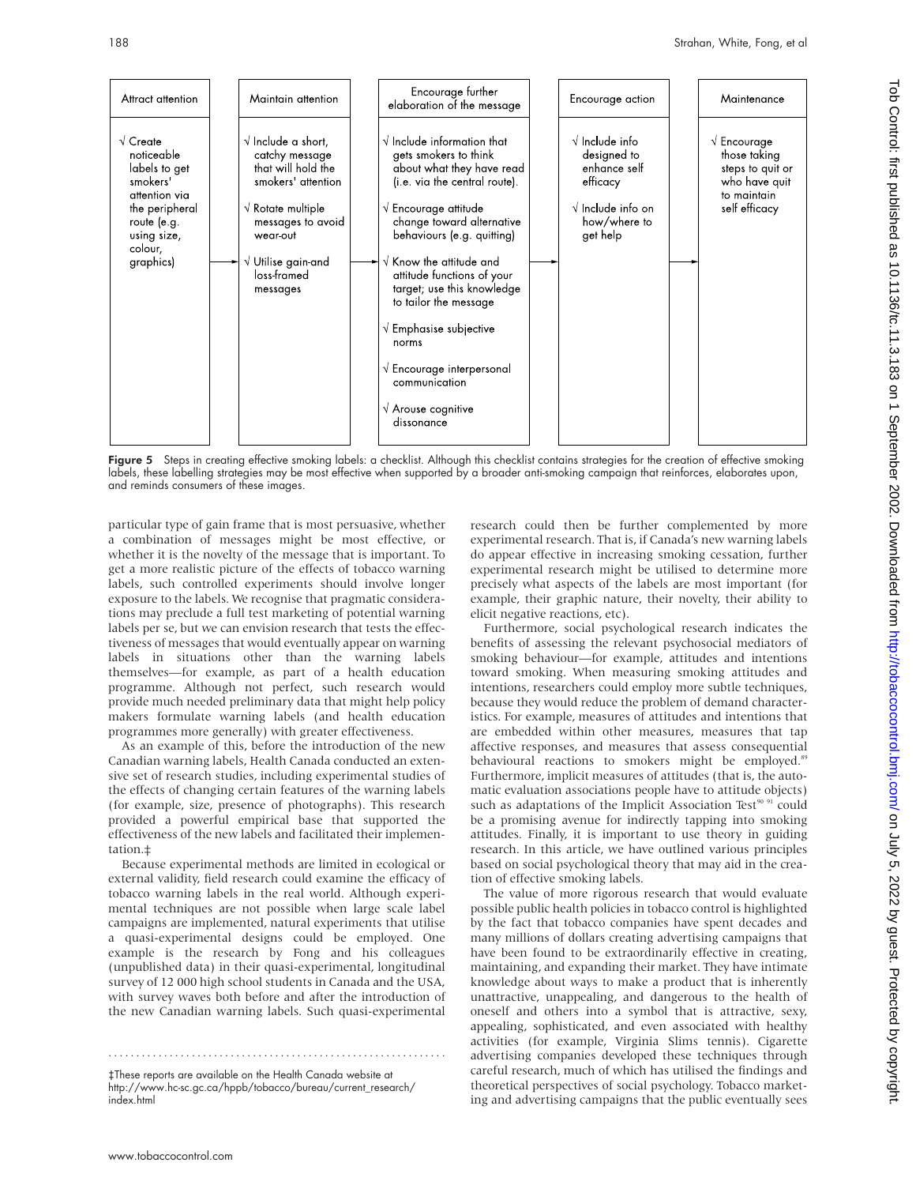| Attract attention | Maintain attention | Encourage further elaboration of the message | Encourage action | Maintenance |
|---|---|---|---|---|
| √ Create noticeable labels to get smokers' attention via the peripheral route (e.g. using size, colour, graphics) | √ Include a short, catchy message that will hold the smokers' attention<br>√ Rotate multiple messages to avoid wear-out<br>√ Utilise gain-and loss-framed messages | √ Include information that gets smokers to think about what they have read (i.e. via the central route).<br>√ Encourage attitude change toward alternative behaviours (e.g. quitting)<br>√ Know the attitude and attitude functions of your target; use this knowledge to tailor the message<br>√ Emphasise subjective norms<br>√ Encourage interpersonal communication<br>√ Arouse cognitive dissonance | √ Include info designed to enhance self efficacy<br>√ Include info on how/where to get help | √ Encourage those taking steps to quit or who have quit to maintain self efficacy |

**Figure 5** Steps in creating effective smoking labels: a checklist. Although this checklist contains strategies for the creation of effective smoking labels, these labelling strategies may be most effective when supported by a broader anti-smoking campaign that reinforces, elaborates upon, and reminds consumers of these images.

particular type of gain frame that is most persuasive, whether a combination of messages might be most effective, or whether it is the novelty of the message that is important. To get a more realistic picture of the effects of tobacco warning labels, such controlled experiments should involve longer exposure to the labels. We recognise that pragmatic considerations may preclude a full test marketing of potential warning labels per se, but we can envision research that tests the effectiveness of messages that would eventually appear on warning labels in situations other than the warning labels themselves—for example, as part of a health education programme. Although not perfect, such research would provide much needed preliminary data that might help policy makers formulate warning labels (and health education programmes more generally) with greater effectiveness.

As an example of this, before the introduction of the new Canadian warning labels, Health Canada conducted an extensive set of research studies, including experimental studies of the effects of changing certain features of the warning labels (for example, size, presence of photographs). This research provided a powerful empirical base that supported the effectiveness of the new labels and facilitated their implementation.‡

Because experimental methods are limited in ecological or external validity, field research could examine the efficacy of tobacco warning labels in the real world. Although experimental techniques are not possible when large scale label campaigns are implemented, natural experiments that utilise a quasi-experimental designs could be employed. One example is the research by Fong and his colleagues (unpublished data) in their quasi-experimental, longitudinal survey of 12 000 high school students in Canada and the USA, with survey waves both before and after the introduction of the new Canadian warning labels. Such quasi-experimental research could then be further complemented by more experimental research. That is, if Canada's new warning labels do appear effective in increasing smoking cessation, further experimental research might be utilised to determine more precisely what aspects of the labels are most important (for example, their graphic nature, their novelty, their ability to elicit negative reactions, etc).

Furthermore, social psychological research indicates the benefits of assessing the relevant psychosocial mediators of smoking behaviour—for example, attitudes and intentions toward smoking. When measuring smoking attitudes and intentions, researchers could employ more subtle techniques, because they would reduce the problem of demand characteristics. For example, measures of attitudes and intentions that are embedded within other measures, measures that tap affective responses, and measures that assess consequential behavioural reactions to smokers might be employed.[89] Furthermore, implicit measures of attitudes (that is, the automatic evaluation associations people have to attitude objects) such as adaptations of the Implicit Association Test[90 91] could be a promising avenue for indirectly tapping into smoking attitudes. Finally, it is important to use theory in guiding research. In this article, we have outlined various principles based on social psychological theory that may aid in the creation of effective smoking labels.

The value of more rigorous research that would evaluate possible public health policies in tobacco control is highlighted by the fact that tobacco companies have spent decades and many millions of dollars creating advertising campaigns that have been found to be extraordinarily effective in creating, maintaining, and expanding their market. They have intimate knowledge about ways to make a product that is inherently unattractive, unappealing, and dangerous to the health of oneself and others into a symbol that is attractive, sexy, appealing, sophisticated, and even associated with healthy activities (for example, Virginia Slims tennis). Cigarette advertising companies developed these techniques through careful research, much of which has utilised the findings and theoretical perspectives of social psychology. Tobacco marketing and advertising campaigns that the public eventually sees

‡These reports are available on the Health Canada website at http://www.hc-sc.gc.ca/hppb/tobacco/bureau/current_research/index.html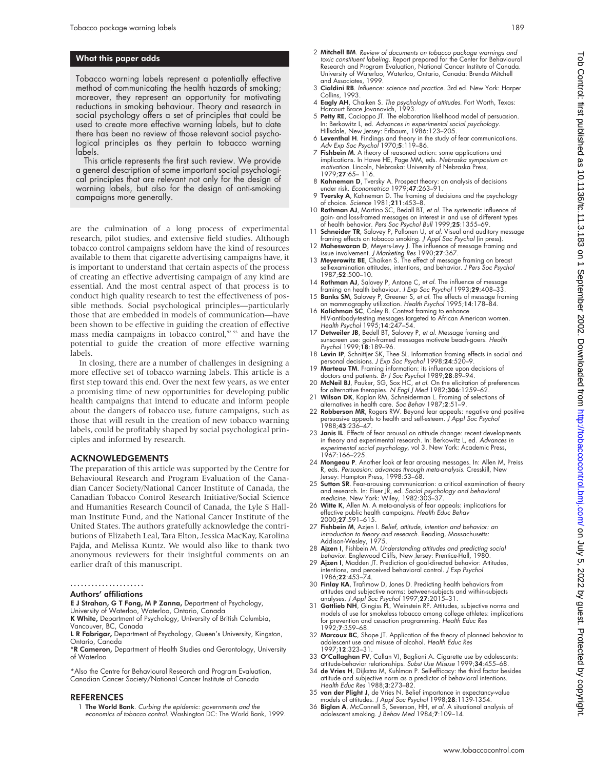## What this paper adds

Tobacco warning labels represent a potentially effective method of communicating the health hazards of smoking; moreover, they represent an opportunity for motivating reductions in smoking behaviour. Theory and research in social psychology offers a set of principles that could be used to create more effective warning labels, but to date there has been no review of those relevant social psychological principles as they pertain to tobacco warning labels.

This article represents the first such review. We provide a general description of some important social psychological principles that are relevant not only for the design of warning labels, but also for the design of anti-smoking campaigns more generally.

are the culmination of a long process of experimental research, pilot studies, and extensive field studies. Although tobacco control campaigns seldom have the kind of resources available to them that cigarette advertising campaigns have, it is important to understand that certain aspects of the process of creating an effective advertising campaign of any kind are essential. And the most central aspect of that process is to conduct high quality research to test the effectiveness of possible methods. Social psychological principles—particularly those that are embedded in models of communication—have been shown to be effective in guiding the creation of effective mass media campaigns in tobacco control,[92 93] and have the potential to guide the creation of more effective warning labels.

In closing, there are a number of challenges in designing a more effective set of tobacco warning labels. This article is a first step toward this end. Over the next few years, as we enter a promising time of new opportunities for developing public health campaigns that intend to educate and inform people about the dangers of tobacco use, future campaigns, such as those that will result in the creation of new tobacco warning labels, could be profitably shaped by social psychological principles and informed by research.

## ACKNOWLEDGEMENTS

The preparation of this article was supported by the Centre for Behavioural Research and Program Evaluation of the Canadian Cancer Society/National Cancer Institute of Canada, the Canadian Tobacco Control Research Initiative/Social Science and Humanities Research Council of Canada, the Lyle S Hallman Institute Fund, and the National Cancer Institute of the United States. The authors gratefully acknowledge the contributions of Elizabeth Leal, Tara Elton, Jessica MacKay, Karolina Pajda, and Melissa Kuntz. We would also like to thank two anonymous reviewers for their insightful comments on an earlier draft of this manuscript.

### Authors' affiliations

**E J Strahan, G T Fong, M P Zanna,** Department of Psychology, University of Waterloo, Waterloo, Ontario, Canada
**K White,** Department of Psychology, University of British Columbia, Vancouver, BC, Canada
**L R Fabrigar,** Department of Psychology, Queen's University, Kingston, Ontario, Canada
***R Cameron,** Department of Health Studies and Gerontology, University of Waterloo

*Also the Centre for Behavioural Research and Program Evaluation, Canadian Cancer Society/National Cancer Institute of Canada

## REFERENCES

1. **The World Bank**. *Curbing the epidemic: governments and the economics of tobacco control.* Washington DC: The World Bank, 1999.
2. **Mitchell BM**. *Review of documents on tobacco package warnings and toxic constituent labeling.* Report prepared for the Center for Behavioural Research and Program Evaluation, National Cancer Institute of Canada. University of Waterloo, Waterloo, Ontario, Canada: Brenda Mitchell and Associates, 1999.
3. **Cialdini RB**. *Influence: science and practice.* 3rd ed. New York: Harper Collins, 1993.
4. **Eagly AH**, Chaiken S. *The psychology of attitudes.* Fort Worth, Texas: Harcourt Brace Jovanovich, 1993.
5. **Petty RE**, Cacioppo JT. The elaboration likelihood model of persuasion. In: Berkowitz L, ed. *Advances in experimental social psychology.* Hillsdale, New Jersey: Erlbaum, 1986:123–205.
6. **Leventhal H**. Findings and theory in the study of fear communications. *Adv Exp Soc Psychol* 1970;**5**:119–86.
7. **Fishbein M**. A theory of reasoned action: some applications and implications. In Howe HE, Page MM, eds. *Nebraska symposium on motivation.* Lincoln, Nebraska: University of Nebraska Press, 1979;**27**:65– 116.
8. **Kahneman D**, Tversky A. Prospect theory: an analysis of decisions under risk. *Econometrica* 1979;**47**:263–91.
9. **Tversky A**, Kahneman D. The framing of decisions and the psychology of choice. *Science* 1981;**211**:453–8.
10. **Rothman AJ**, Martino SC, Bedall BT, *et al.* The systematic influence of gain- and loss-framed messages on interest in and use of different types of health behavior. *Pers Soc Psychol Bull* 1999;**25**:1355–69.
11. **Schneider TR**, Salovey P, Pallonen U, *et al.* Visual and auditory message framing effects on tobacco smoking. *J Appl Soc Psychol* (in press).
12. **Maheswaran D**, Meyers-Levy J. The influence of message framing and issue involvement. *J Marketing Res* 1990;**27**:367.
13. **Meyerowitz BE**, Chaiken S. The effect of message framing on breast self-examination attitudes, intentions, and behavior. *J Pers Soc Psychol* 1987;**52**:500–10.
14. **Rothman AJ**, Salovey P, Antone C, *et al.* The influence of message framing on health behaviour. *J Exp Soc Psychol* 1993;**29**:408–33.
15. **Banks SM**, Salovey P, Greener S, *et al.* The effects of message framing on mammography utilization. *Health Psychol* 1995;**14**:178–84.
16. **Kalichman SC**, Coley B. Context framing to enhance HIV-antibody-testing messages targeted to African American women. *Health Psychol* 1995;**14**:247–54.
17. **Detweiler JB**, Bedell BT, Salovey P, *et al.* Message framing and sunscreen use: gain-framed messages motivate beach-goers. *Health Psychol* 1999;**18**:189–96.
18. **Levin IP**, Schnittjer SK, Thee SL. Information framing effects in social and personal decisions. *J Exp Soc Psychol* 1998;**24**:520–9.
19. **Marteau TM**. Framing information: its influence upon decisions of doctors and patients. *Br J Soc Psychol* 1989;**28**:89–94.
20. **McNeil BJ**, Pauker, SG, Sox HC, *et al.* On the elicitation of preferences for alternative therapies. *N Engl J Med* 1982;**306**:1259–62.
21. **Wilson DK**, Kaplan RM, Schneiderman L. Framing of selections of alternatives in health care. *Soc Behav* 1987;**2**:51–9.
22. **Robberson MR**, Rogers RW. Beyond fear appeals: negative and positive persuasive appeals to health and self-esteem. *J Appl Soc Psychol* 1988;**43**:236–47.
23. **Janis IL**. Effects of fear arousal on attitude change: recent developments in theory and experimental research. In: Berkowitz L, ed. *Advances in experimental social psychology*, vol 3. New York: Academic Press, 1967:166–225.
24. **Mongeau P**. Another look at fear arousing messages. In: Allen M, Preiss R, eds. *Persuasion: advances through meta-analysis.* Cresskill, New Jersey: Hampton Press, 1998:53–68.
25. **Sutton SR**. Fear-arousing communication: a critical examination of theory and research. In: Eiser JR, ed. *Social psychology and behavioral medicine.* New York: Wiley, 1982:303–37.
26. **Witte K**, Allen M. A meta-analysis of fear appeals: implications for effective public health campaigns. *Health Educ Behav* 2000;**27**:591–615.
27. **Fishbein M**, Azjen I. *Belief, attitude, intention and behavior: an introduction to theory and research.* Reading, Massachusetts: Addison-Wesley, 1975.
28. **Ajzen I**, Fishbein M. *Understanding attitudes and predicting social behavior.* Englewood Cliffs, New Jersey: Prentice-Hall, 1980.
29. **Ajzen I**, Madden JT. Prediction of goal-directed behavior: Attitudes, intentions, and perceived behavioral control. *J Exp Psychol* 1986;**22**:453–74.
30. **Finlay KA**, Trafimow D, Jones D. Predicting health behaviors from attitudes and subjective norms: between-subjects and within-subjects analyses. *J Appl Soc Psychol* 1997;**27**:2015–31.
31. **Gottlieb NH**, Gingiss PL, Weinstein RP. Attitudes, subjective norms and models of use for smokeless tobacco among college athletes: implications for prevention and cessation programming. *Health Educ Res* 1992;**7**:359–68.
32. **Marcoux BC**, Shope JT. Application of the theory of planned behavior to adolescent use and misuse of alcohol. *Health Educ Res* 1997;**12**:323–31.
33. **O'Callaghan FV**, Callan VJ, Baglioni A. Cigarette use by adolescents: attitude-behavior relationships. *Subst Use Misuse* 1999;**34**:455–68.
34. **de Vries H**, Dijkstra M, Kuhlman P. Self-efficacy: the third factor besides attitude and subjective norm as a predictor of behavioral intentions. *Health Educ Res* 1988;**3**:273–82.
35. **van der Plight J**, de Vries N. Belief importance in expectancy-value models of attitudes. *J Appl Soc Psychol* 1998;**28**:1139-1354.
36. **Biglan A**, McConnell S, Severson, HH, *et al.* A situational analysis of adolescent smoking. *J Behav Med* 1984;**7**:109–14.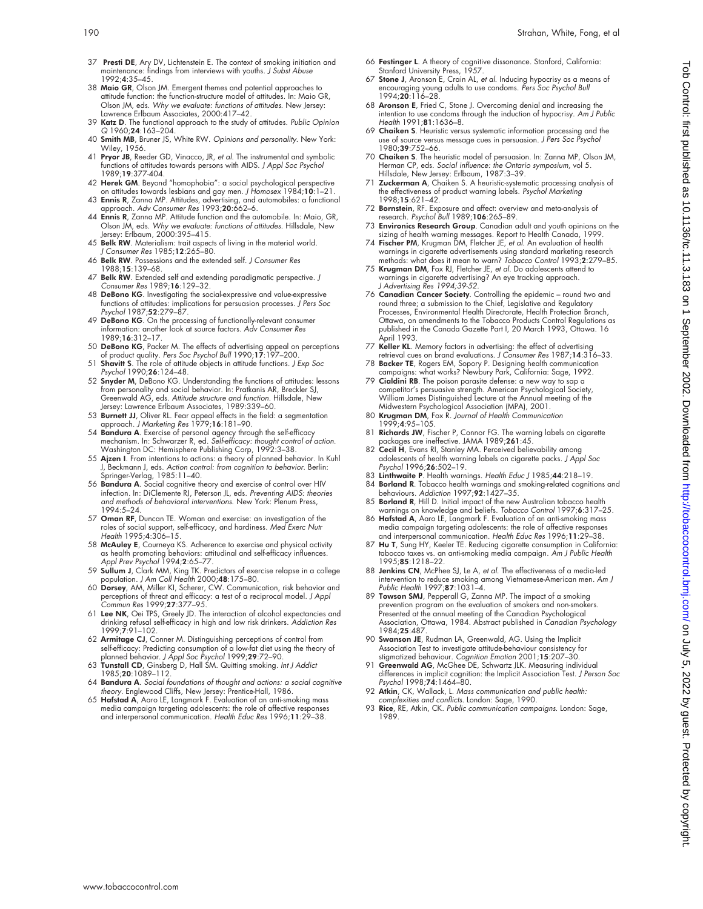37 **Presti DE**, Ary DV, Lichtenstein E. The context of smoking initiation and maintenance: findings from interviews with youths. *J Subst Abuse* 1992;**4**:35–45.

38 **Maio GR**, Olson JM. Emergent themes and potential approaches to attitude function: the function-structure model of attitudes. In: Maio GR, Olson JM, eds. *Why we evaluate: functions of attitudes.* New Jersey: Lawrence Erlbaum Associates, 2000:417–42.

39 **Katz D**. The functional approach to the study of attitudes. *Public Opinion Q* 1960;**24**:163–204.

40 **Smith MB**, Bruner JS, White RW. *Opinions and personality.* New York: Wiley, 1956.

41 **Pryor JB**, Reeder GD, Vinacco, JR, *et al.* The instrumental and symbolic functions of attitudes towards persons with AIDS. *J Appl Soc Psychol* 1989;**19**:377-404.

42 **Herek GM**. Beyond "homophobia": a social psychological perspective on attitudes towards lesbians and gay men. *J Homosex* 1984;**10**:1–21.

43 **Ennis R**, Zanna MP. Attitudes, advertising, and automobiles: a functional approach. *Adv Consumer Res* 1993;**20**:662–6.

44 **Ennis R**, Zanna MP. Attitude function and the automobile. In: Maio, GR, Olson JM, eds. *Why we evaluate: functions of attitudes.* Hillsdale, New Jersey: Erlbaum, 2000:395–415.

45 **Belk RW**. Materialism: trait aspects of living in the material world. *J Consumer Res* 1985;**12**:265–80.

46 **Belk RW**. Possessions and the extended self. *J Consumer Res* 1988;**15**:139–68.

47 **Belk RW**. Extended self and extending paradigmatic perspective. *J Consumer Res* 1989;**16**:129–32.

48 **DeBono KG**. Investigating the social-expressive and value-expressive functions of attitudes: implications for persuasion processes. *J Pers Soc Psychol* 1987;**52**:279–87.

49 **DeBono KG**. On the processing of functionally-relevant consumer information: another look at source factors. *Adv Consumer Res* 1989;**16**:312–17.

50 **DeBono KG**, Packer M. The effects of advertising appeal on perceptions of product quality. *Pers Soc Psychol Bull* 1990;**17**:197–200.

51 **Shavitt S**. The role of attitude objects in attitude functions. *J Exp Soc Psychol* 1990;**26**:124–48.

52 **Snyder M**, DeBono KG. Understanding the functions of attitudes: lessons from personality and social behavior. In: Pratkanis AR, Breckler SJ, Greenwald AG, eds. *Attitude structure and function.* Hillsdale, New Jersey: Lawrence Erlbaum Associates, 1989:339–60.

53 **Burnett JJ**, Oliver RL. Fear appeal effects in the field: a segmentation approach. *J Marketing Res* 1979;**16**:181–90.

54 **Bandura A**. Exercise of personal agency through the self-efficacy mechanism. In: Schwarzer R, ed. *Self-efficacy: thought control of action.* Washington DC: Hemisphere Publishing Corp, 1992:3–38.

55 **Ajzen I**. From intentions to actions: a theory of planned behavior. In Kuhl J, Beckmann J, eds. *Action control: from cognition to behavior.* Berlin: Springer-Verlag, 1985:11–40.

56 **Bandura A**. Social cognitive theory and exercise of control over HIV infection. In: DiClemente RJ, Peterson JL, eds. *Preventing AIDS: theories and methods of behavioral interventions.* New York: Plenum Press, 1994:5–24.

57 **Oman RF**, Duncan TE. Woman and exercise: an investigation of the roles of social support, self-efficacy, and hardiness. *Med Exerc Nutr Health* 1995;**4**:306–15.

58 **McAuley E**, Courneya KS. Adherence to exercise and physical activity as health promoting behaviors: attitudinal and self-efficacy influences. *Appl Prev Psychol* 1994;**2**:65–77.

59 **Sullum J**, Clark MM, King TK. Predictors of exercise relapse in a college population. *J Am Coll Health* 2000;**48**:175–80.

60 **Dorsey**, AM, Miller KI, Scherer, CW. Communication, risk behavior and perceptions of threat and efficacy: a test of a reciprocal model. *J Appl Commun Res* 1999;**27**:377–95.

61 **Lee NK**, Oei TPS, Greely JD. The interaction of alcohol expectancies and drinking refusal self-efficacy in high and low risk drinkers. *Addiction Res* 1999;**7**:91–102.

62 **Armitage CJ**, Conner M. Distinguishing perceptions of control from self-efficacy: Predicting consumption of a low-fat diet using the theory of planned behavior. *J Appl Soc Psychol* 1999;**29**:72–90.

63 **Tunstall CD**, Ginsberg D, Hall SM. Quitting smoking. *Int J Addict* 1985;**20**:1089–112.

64 **Bandura A**. *Social foundations of thought and actions: a social cognitive theory.* Englewood Cliffs, New Jersey: Prentice-Hall, 1986.

65 **Hafstad A**, Aaro LE, Langmark F. Evaluation of an anti-smoking mass media campaign targeting adolescents: the role of affective responses and interpersonal communication. *Health Educ Res* 1996;**11**:29–38.

66 **Festinger L**. A theory of cognitive dissonance. Stanford, California: Stanford University Press, 1957.

67 **Stone J**, Aronson E, Crain AL, *et al.* Inducing hypocrisy as a means of encouraging young adults to use condoms. *Pers Soc Psychol Bull* 1994;**20**:116–28.

68 **Aronson E**, Fried C, Stone J. Overcoming denial and increasing the intention to use condoms through the induction of hypocrisy. *Am J Public Health* 1991;**81**:1636–8.

69 **Chaiken S**. Heuristic versus systematic information processing and the use of source versus message cues in persuasion. *J Pers Soc Psychol* 1980;**39**:752–66.

70 **Chaiken S**. The heuristic model of persuasion. In: Zanna MP, Olson JM, Herman CP, eds. *Social influence: the Ontario symposium*, vol 5. Hillsdale, New Jersey: Erlbaum, 1987:3–39.

71 **Zuckerman A**, Chaiken S. A heuristic-systematic processing analysis of the effectiveness of product warning labels. *Psychol Marketing* 1998;**15**:621–42.

72 **Bornstein**, RF. Exposure and affect: overview and meta-analysis of research. *Psychol Bull* 1989;**106**:265–89.

73 **Environics Research Group**. Canadian adult and youth opinions on the sizing of health warning messages. Report to Health Canada, 1999.

74 **Fischer PM**, Krugman DM, Fletcher JE, *et al.* An evaluation of health warnings in cigarette advertisements using standard marketing research methods: what does it mean to warn? *Tobacco Control* 1993;**2**:279–85.

75 **Krugman DM**, Fox RJ, Fletcher JE, *et al.* Do adolescents attend to warnings in cigarette advertising? An eye tracking approach. *J Advertising Res 1994;39-52.*

76 **Canadian Cancer Society**. Controlling the epidemic – round two and round three; a submission to the Chief, Legislative and Regulatory Processes, Environmental Health Directorate, Health Protection Branch, Ottawa, on amendments to the Tobacco Products Control Regulations as published in the Canada Gazette Part I, 20 March 1993, Ottawa. 16 April 1993.

77 **Keller KL**. Memory factors in advertising: the effect of advertising retrieval cues on brand evaluations. *J Consumer Res* 1987;**14**:316–33.

78 **Backer TE**, Rogers EM, Sopory P. Designing health communication campaigns: what works? Newbury Park, California: Sage, 1992.

79 **Cialdini RB**. The poison parasite defense: a new way to sap a competitor's persuasive strength. American Psychological Society, William James Distinguished Lecture at the Annual meeting of the Midwestern Psychological Association (MPA), 2001.

80 **Krugman DM**, Fox R. *Journal of Health Communication* 1999;**4**:95–105.

81 **Richards JW**, Fischer P, Connor FG. The warning labels on cigarette packages are ineffective. JAMA 1989;**261**:45.

82 **Cecil H**, Evans RI, Stanley MA. Perceived believability among adolescents of health warning labels on cigarette packs. *J Appl Soc Psychol* 1996;**26**:502–19.

83 **Linthwaite P**. Health warnings. *Health Educ J* 1985;**44**:218–19.

84 **Borland R**. Tobacco health warnings and smoking-related cognitions and behaviours. *Addiction* 1997;**92**:1427–35.

85 **Borland R**, Hill D. Initial impact of the new Australian tobacco health warnings on knowledge and beliefs. *Tobacco Control* 1997;**6**:317–25.

86 **Hafstad A**, Aaro LE, Langmark F. Evaluation of an anti-smoking mass media campaign targeting adolescents: the role of affective responses and interpersonal communication. *Health Educ Res* 1996;**11**:29–38.

87 **Hu T**, Sung HY, Keeler TE. Reducing cigarette consumption in California: tabocco taxes vs. an anti-smoking media campaign. *Am J Public Health* 1995;**85**:1218–22.

88 **Jenkins CN**, McPhee SJ, Le A, *et al.* The effectiveness of a media-led intervention to reduce smoking among Vietnamese-American men. *Am J Public Health* 1997;**87**:1031–4.

89 **Towson SMJ**, Pepperall G, Zanna MP. The impact of a smoking prevention program on the evaluation of smokers and non-smokers. Presented at the annual meeting of the Canadian Psychological Association, Ottawa, 1984. Abstract published in *Canadian Psychology* 1984;**25**:487.

90 **Swanson JE**, Rudman LA, Greenwald, AG. Using the Implicit Association Test to investigate attitude-behaviour consistency for stigmatized behaviour. *Cognition Emotion* 2001;**15**:207–30.

91 **Greenwald AG**, McGhee DE, Schwartz JLK. Measuring individual differences in implicit cognition: the Implicit Association Test. *J Person Soc Psychol* 1998;**74**:1464–80.

92 **Atkin**, CK, Wallack, L. *Mass communication and public health: complexities and conflicts.* London: Sage, 1990.

93 **Rice**, RE, Atkin, CK. *Public communication campaigns.* London: Sage, 1989.